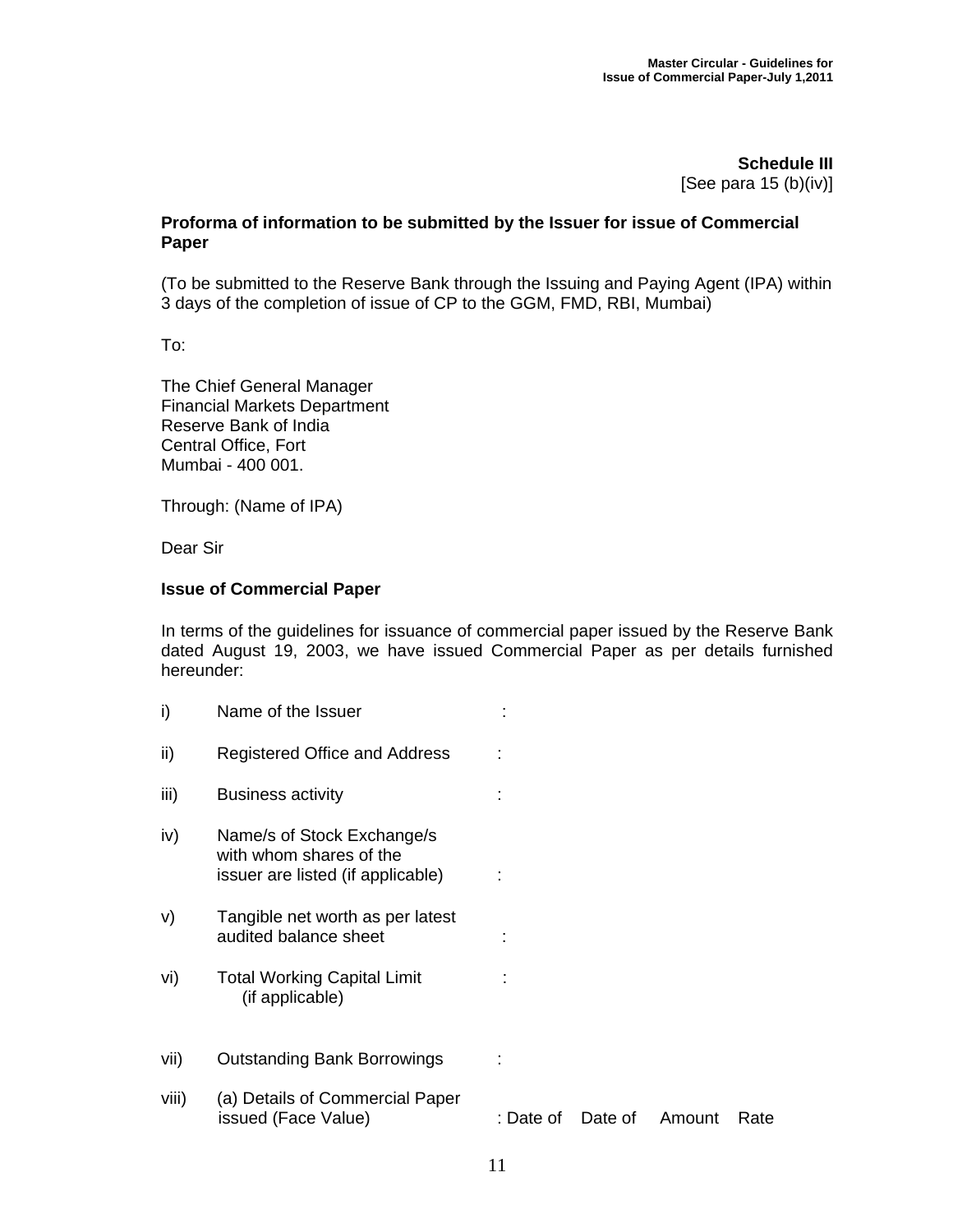**Schedule III**
[See para 15 (b)(iv)]

**Proforma of information to be submitted by the Issuer for issue of Commercial Paper**

(To be submitted to the Reserve Bank through the Issuing and Paying Agent (IPA) within 3 days of the completion of issue of CP to the GGM, FMD, RBI, Mumbai)

To:

The Chief General Manager
Financial Markets Department
Reserve Bank of India
Central Office, Fort
Mumbai - 400 001.

Through: (Name of IPA)

Dear Sir

**Issue of Commercial Paper**

In terms of the guidelines for issuance of commercial paper issued by the Reserve Bank dated August 19, 2003, we have issued Commercial Paper as per details furnished hereunder:

i) Name of the Issuer :

ii) Registered Office and Address :

iii) Business activity :

iv) Name/s of Stock Exchange/s with whom shares of the issuer are listed (if applicable) :

v) Tangible net worth as per latest audited balance sheet :

vi) Total Working Capital Limit (if applicable) :

vii) Outstanding Bank Borrowings :

viii) (a) Details of Commercial Paper issued (Face Value) : Date of Date of Amount Rate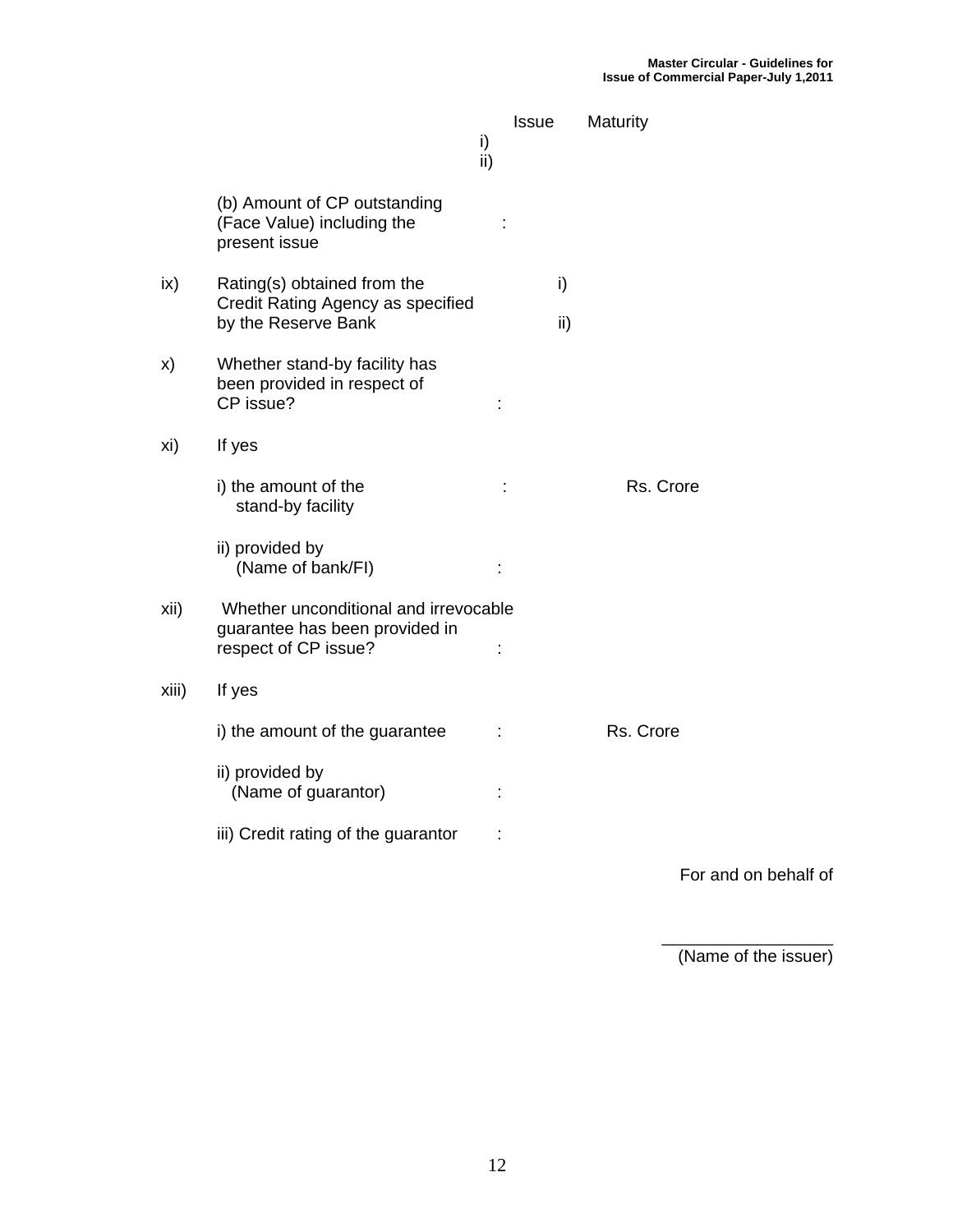| | | Issue | Maturity |
|---|---|---|---|
| | i) | | |
| | ii) | | |

(b) Amount of CP outstanding (Face Value) including the present issue :

ix) Rating(s) obtained from the Credit Rating Agency as specified by the Reserve Bank
i)
ii)

x) Whether stand-by facility has been provided in respect of CP issue? :

xi) If yes

i) the amount of the stand-by facility : Rs. Crore

ii) provided by (Name of bank/FI) :

xii) Whether unconditional and irrevocable guarantee has been provided in respect of CP issue? :

xiii) If yes

i) the amount of the guarantee : Rs. Crore

ii) provided by (Name of guarantor) :

iii) Credit rating of the guarantor :

For and on behalf of

___________________
(Name of the issuer)